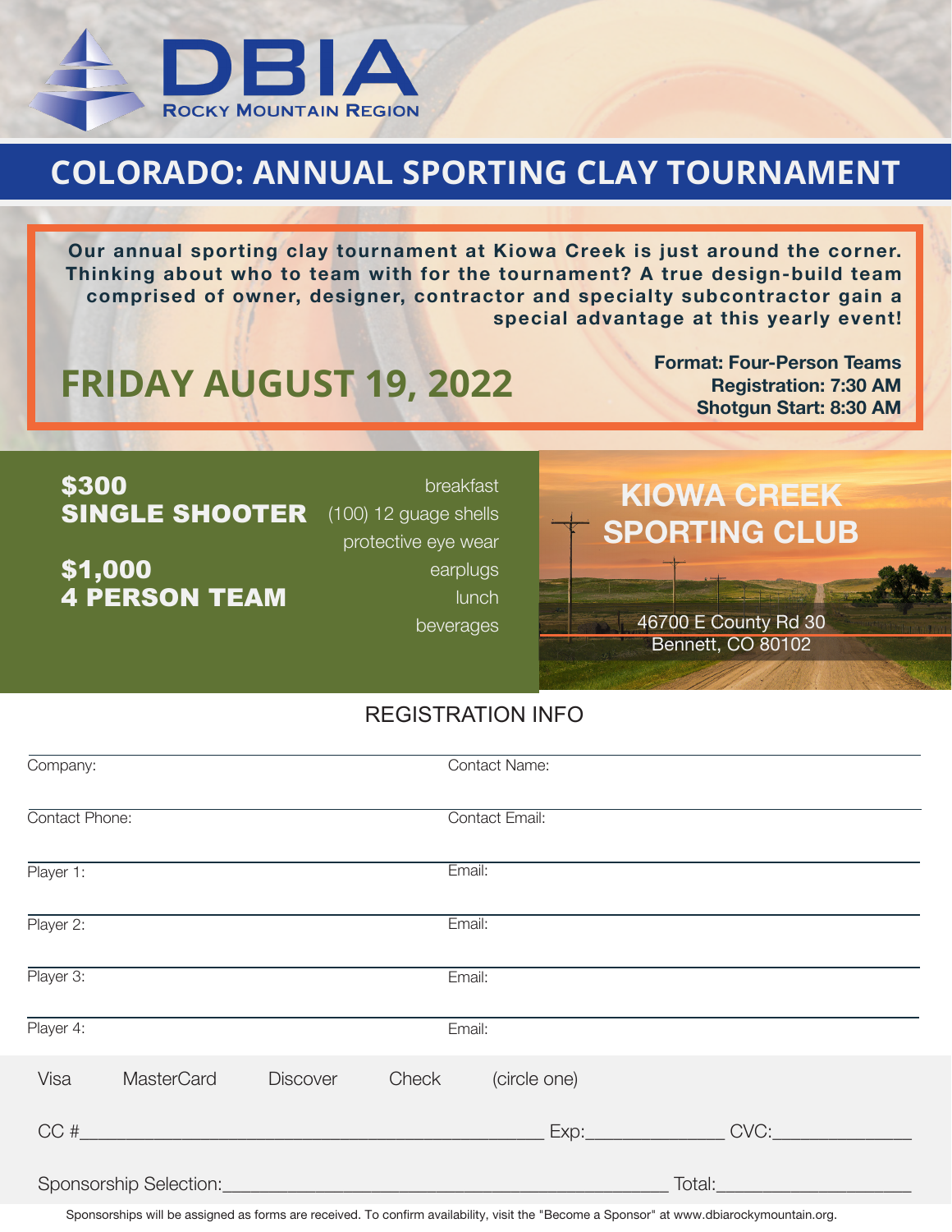# DBIA
ROCKY MOUNTAIN REGION

## COLORADO: ANNUAL SPORTING CLAY TOURNAMENT

**Our annual sporting clay tournament at Kiowa Creek is just around the corner. Thinking about who to team with for the tournament? A true design-build team comprised of owner, designer, contractor and specialty subcontractor gain a special advantage at this yearly event!**

## FRIDAY AUGUST 19, 2022

**Format: Four-Person Teams**
**Registration: 7:30 AM**
**Shotgun Start: 8:30 AM**

**$300**
**SINGLE SHOOTER**

**$1,000**
**4 PERSON TEAM**

- breakfast
- (100) 12 guage shells
- protective eye wear
- earplugs
- lunch
- beverages

## KIOWA CREEK SPORTING CLUB

46700 E County Rd 30
Bennett, CO 80102

### REGISTRATION INFO

Company: ____________________ Contact Name: ____________________

Contact Phone: ____________________ Contact Email: ____________________

Player 1: ____________________ Email: ____________________

Player 2: ____________________ Email: ____________________

Player 3: ____________________ Email: ____________________

Player 4: ____________________ Email: ____________________

Visa MasterCard Discover Check (circle one)

CC #____________________ Exp:__________ CVC:__________

Sponsorship Selection:____________________ Total:__________

Sponsorships will be assigned as forms are received. To confirm availability, visit the "Become a Sponsor" at www.dbiarockymountain.org.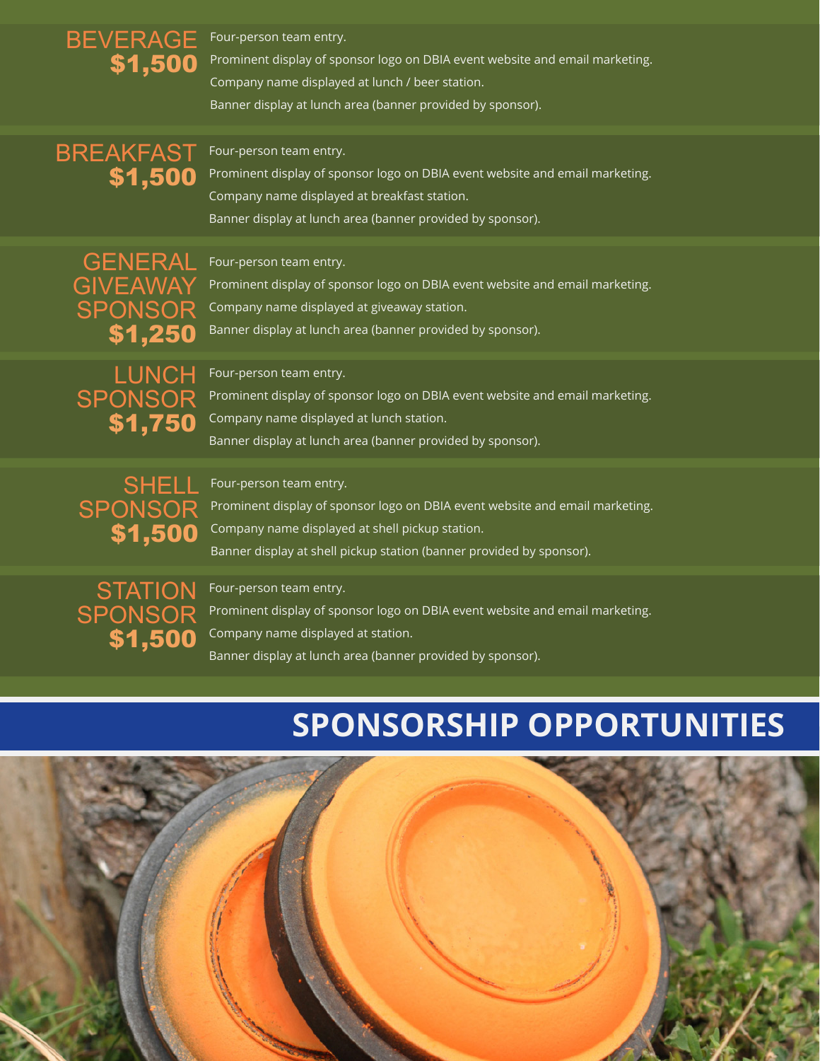## BEVERAGE $1,500

Four-person team entry.

Prominent display of sponsor logo on DBIA event website and email marketing.

Company name displayed at lunch / beer station.

Banner display at lunch area (banner provided by sponsor).

## BREAKFAST $1,500

Four-person team entry.

Prominent display of sponsor logo on DBIA event website and email marketing.

Company name displayed at breakfast station.

Banner display at lunch area (banner provided by sponsor).

## GENERAL GIVEAWAY SPONSOR $1,250

Four-person team entry.

Prominent display of sponsor logo on DBIA event website and email marketing.

Company name displayed at giveaway station.

Banner display at lunch area (banner provided by sponsor).

## LUNCH SPONSOR $1,750

Four-person team entry.

Prominent display of sponsor logo on DBIA event website and email marketing.

Company name displayed at lunch station.

Banner display at lunch area (banner provided by sponsor).

## SHELL SPONSOR $1,500

Four-person team entry.

Prominent display of sponsor logo on DBIA event website and email marketing.

Company name displayed at shell pickup station.

Banner display at shell pickup station (banner provided by sponsor).

## STATION SPONSOR $1,500

Four-person team entry.

Prominent display of sponsor logo on DBIA event website and email marketing.

Company name displayed at station.

Banner display at lunch area (banner provided by sponsor).

# SPONSORSHIP OPPORTUNITIES